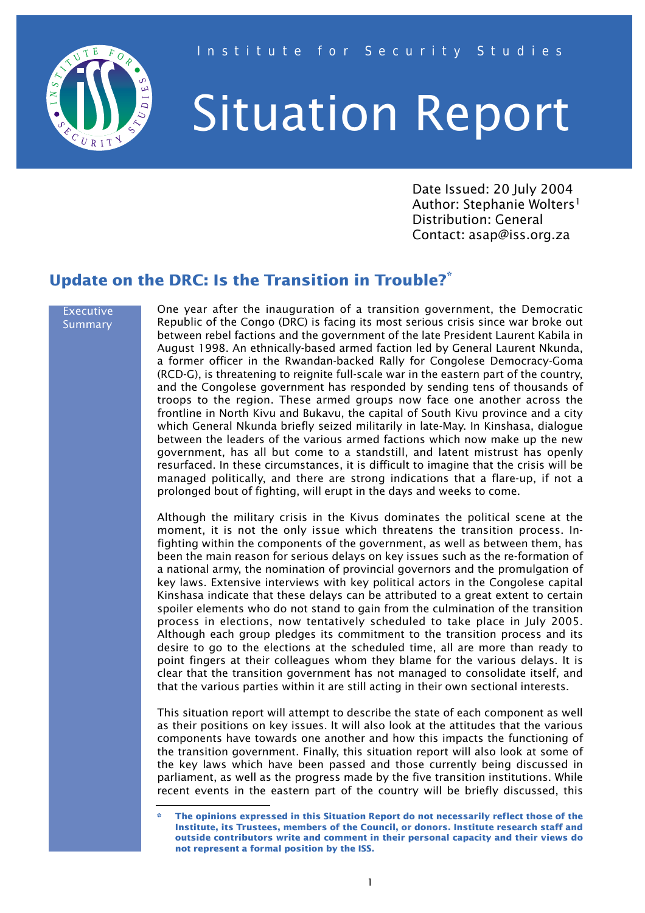Institute for Security Studies

# Situation Report

Date Issued: 20 July 2004
Author: Stephanie Wolters[1]
Distribution: General
Contact: asap@iss.org.za

## Update on the DRC: Is the Transition in Trouble?*

### Executive Summary

One year after the inauguration of a transition government, the Democratic Republic of the Congo (DRC) is facing its most serious crisis since war broke out between rebel factions and the government of the late President Laurent Kabila in August 1998. An ethnically-based armed faction led by General Laurent Nkunda, a former officer in the Rwandan-backed Rally for Congolese Democracy-Goma (RCD-G), is threatening to reignite full-scale war in the eastern part of the country, and the Congolese government has responded by sending tens of thousands of troops to the region. These armed groups now face one another across the frontline in North Kivu and Bukavu, the capital of South Kivu province and a city which General Nkunda briefly seized militarily in late-May. In Kinshasa, dialogue between the leaders of the various armed factions which now make up the new government, has all but come to a standstill, and latent mistrust has openly resurfaced. In these circumstances, it is difficult to imagine that the crisis will be managed politically, and there are strong indications that a flare-up, if not a prolonged bout of fighting, will erupt in the days and weeks to come.

Although the military crisis in the Kivus dominates the political scene at the moment, it is not the only issue which threatens the transition process. In-fighting within the components of the government, as well as between them, has been the main reason for serious delays on key issues such as the re-formation of a national army, the nomination of provincial governors and the promulgation of key laws. Extensive interviews with key political actors in the Congolese capital Kinshasa indicate that these delays can be attributed to a great extent to certain spoiler elements who do not stand to gain from the culmination of the transition process in elections, now tentatively scheduled to take place in July 2005. Although each group pledges its commitment to the transition process and its desire to go to the elections at the scheduled time, all are more than ready to point fingers at their colleagues whom they blame for the various delays. It is clear that the transition government has not managed to consolidate itself, and that the various parties within it are still acting in their own sectional interests.

This situation report will attempt to describe the state of each component as well as their positions on key issues. It will also look at the attitudes that the various components have towards one another and how this impacts the functioning of the transition government. Finally, this situation report will also look at some of the key laws which have been passed and those currently being discussed in parliament, as well as the progress made by the five transition institutions. While recent events in the eastern part of the country will be briefly discussed, this

---

\* **The opinions expressed in this Situation Report do not necessarily reflect those of the Institute, its Trustees, members of the Council, or donors. Institute research staff and outside contributors write and comment in their personal capacity and their views do not represent a formal position by the ISS.**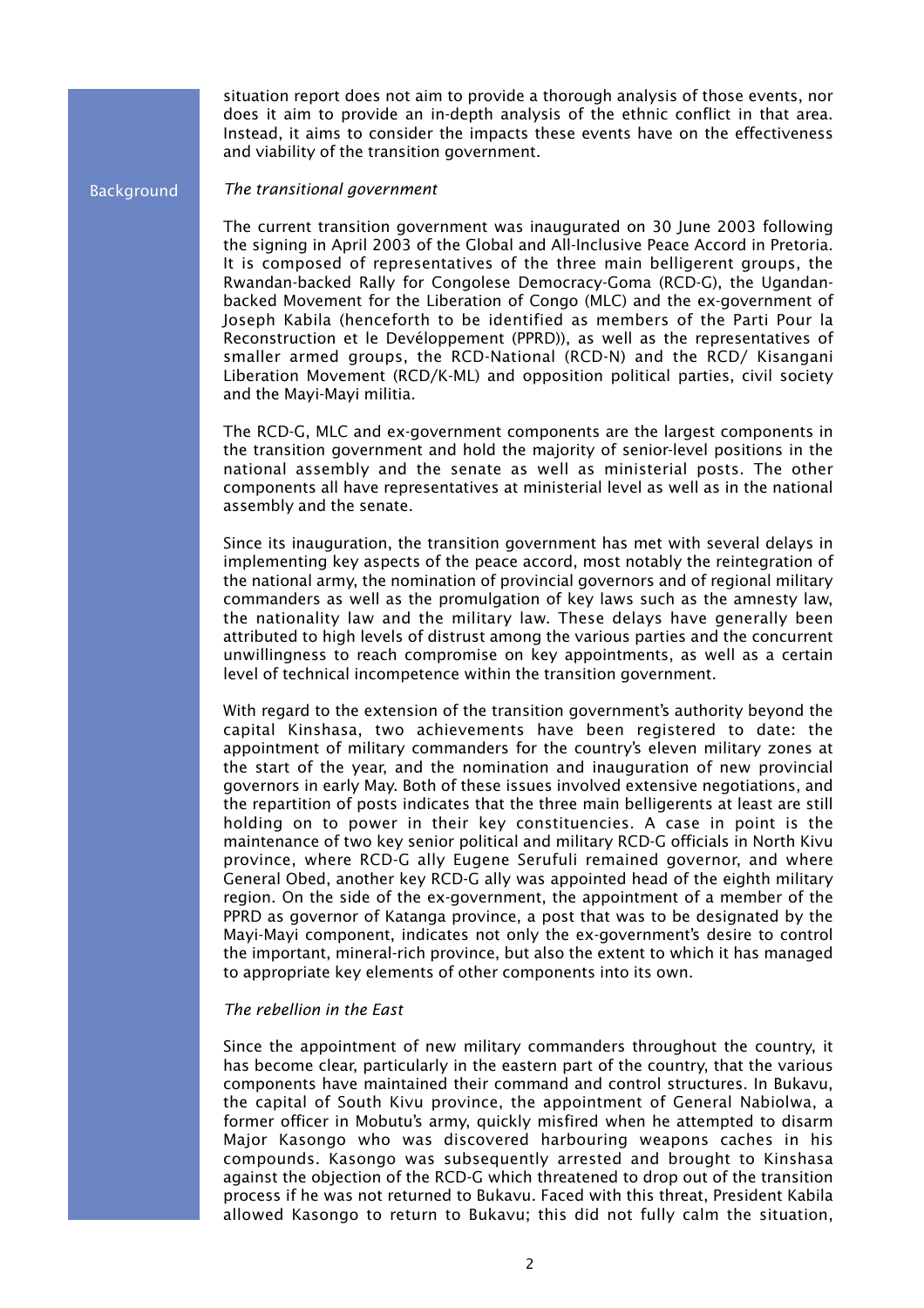situation report does not aim to provide a thorough analysis of those events, nor does it aim to provide an in-depth analysis of the ethnic conflict in that area. Instead, it aims to consider the impacts these events have on the effectiveness and viability of the transition government.

## Background

*The transitional government*

The current transition government was inaugurated on 30 June 2003 following the signing in April 2003 of the Global and All-Inclusive Peace Accord in Pretoria. It is composed of representatives of the three main belligerent groups, the Rwandan-backed Rally for Congolese Democracy-Goma (RCD-G), the Ugandan-backed Movement for the Liberation of Congo (MLC) and the ex-government of Joseph Kabila (henceforth to be identified as members of the Parti Pour la Reconstruction et le Devéloppement (PPRD)), as well as the representatives of smaller armed groups, the RCD-National (RCD-N) and the RCD/ Kisangani Liberation Movement (RCD/K-ML) and opposition political parties, civil society and the Mayi-Mayi militia.

The RCD-G, MLC and ex-government components are the largest components in the transition government and hold the majority of senior-level positions in the national assembly and the senate as well as ministerial posts. The other components all have representatives at ministerial level as well as in the national assembly and the senate.

Since its inauguration, the transition government has met with several delays in implementing key aspects of the peace accord, most notably the reintegration of the national army, the nomination of provincial governors and of regional military commanders as well as the promulgation of key laws such as the amnesty law, the nationality law and the military law. These delays have generally been attributed to high levels of distrust among the various parties and the concurrent unwillingness to reach compromise on key appointments, as well as a certain level of technical incompetence within the transition government.

With regard to the extension of the transition government's authority beyond the capital Kinshasa, two achievements have been registered to date: the appointment of military commanders for the country's eleven military zones at the start of the year, and the nomination and inauguration of new provincial governors in early May. Both of these issues involved extensive negotiations, and the repartition of posts indicates that the three main belligerents at least are still holding on to power in their key constituencies. A case in point is the maintenance of two key senior political and military RCD-G officials in North Kivu province, where RCD-G ally Eugene Serufuli remained governor, and where General Obed, another key RCD-G ally was appointed head of the eighth military region. On the side of the ex-government, the appointment of a member of the PPRD as governor of Katanga province, a post that was to be designated by the Mayi-Mayi component, indicates not only the ex-government's desire to control the important, mineral-rich province, but also the extent to which it has managed to appropriate key elements of other components into its own.

*The rebellion in the East*

Since the appointment of new military commanders throughout the country, it has become clear, particularly in the eastern part of the country, that the various components have maintained their command and control structures. In Bukavu, the capital of South Kivu province, the appointment of General Nabiolwa, a former officer in Mobutu's army, quickly misfired when he attempted to disarm Major Kasongo who was discovered harbouring weapons caches in his compounds. Kasongo was subsequently arrested and brought to Kinshasa against the objection of the RCD-G which threatened to drop out of the transition process if he was not returned to Bukavu. Faced with this threat, President Kabila allowed Kasongo to return to Bukavu; this did not fully calm the situation,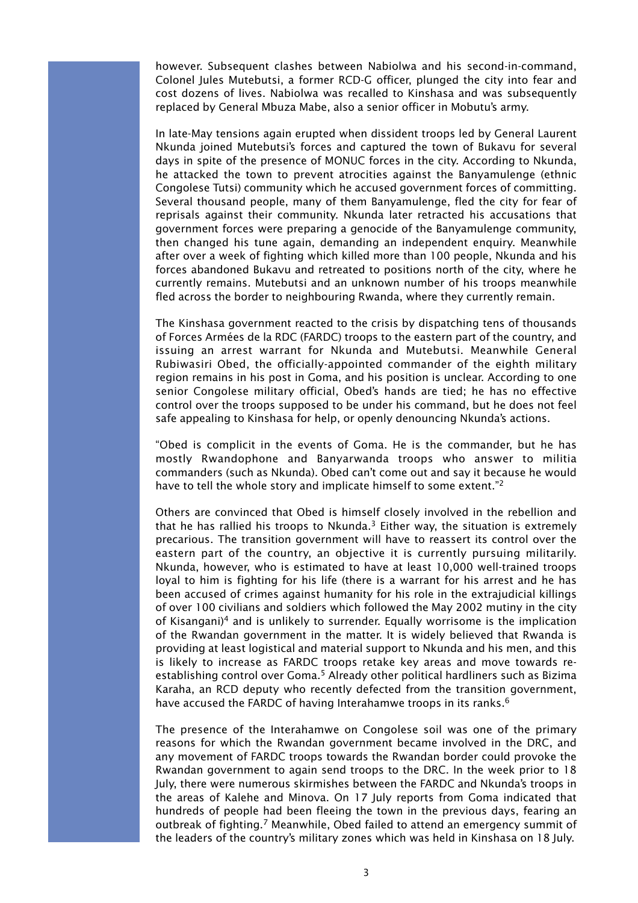however. Subsequent clashes between Nabiolwa and his second-in-command, Colonel Jules Mutebutsi, a former RCD-G officer, plunged the city into fear and cost dozens of lives. Nabiolwa was recalled to Kinshasa and was subsequently replaced by General Mbuza Mabe, also a senior officer in Mobutu's army.

In late-May tensions again erupted when dissident troops led by General Laurent Nkunda joined Mutebutsi's forces and captured the town of Bukavu for several days in spite of the presence of MONUC forces in the city. According to Nkunda, he attacked the town to prevent atrocities against the Banyamulenge (ethnic Congolese Tutsi) community which he accused government forces of committing. Several thousand people, many of them Banyamulenge, fled the city for fear of reprisals against their community. Nkunda later retracted his accusations that government forces were preparing a genocide of the Banyamulenge community, then changed his tune again, demanding an independent enquiry. Meanwhile after over a week of fighting which killed more than 100 people, Nkunda and his forces abandoned Bukavu and retreated to positions north of the city, where he currently remains. Mutebutsi and an unknown number of his troops meanwhile fled across the border to neighbouring Rwanda, where they currently remain.

The Kinshasa government reacted to the crisis by dispatching tens of thousands of Forces Armées de la RDC (FARDC) troops to the eastern part of the country, and issuing an arrest warrant for Nkunda and Mutebutsi. Meanwhile General Rubiwasiri Obed, the officially-appointed commander of the eighth military region remains in his post in Goma, and his position is unclear. According to one senior Congolese military official, Obed's hands are tied; he has no effective control over the troops supposed to be under his command, but he does not feel safe appealing to Kinshasa for help, or openly denouncing Nkunda's actions.

"Obed is complicit in the events of Goma. He is the commander, but he has mostly Rwandophone and Banyarwanda troops who answer to militia commanders (such as Nkunda). Obed can't come out and say it because he would have to tell the whole story and implicate himself to some extent."[2]

Others are convinced that Obed is himself closely involved in the rebellion and that he has rallied his troops to Nkunda.[3] Either way, the situation is extremely precarious. The transition government will have to reassert its control over the eastern part of the country, an objective it is currently pursuing militarily. Nkunda, however, who is estimated to have at least 10,000 well-trained troops loyal to him is fighting for his life (there is a warrant for his arrest and he has been accused of crimes against humanity for his role in the extrajudicial killings of over 100 civilians and soldiers which followed the May 2002 mutiny in the city of Kisangani)[4] and is unlikely to surrender. Equally worrisome is the implication of the Rwandan government in the matter. It is widely believed that Rwanda is providing at least logistical and material support to Nkunda and his men, and this is likely to increase as FARDC troops retake key areas and move towards re-establishing control over Goma.[5] Already other political hardliners such as Bizima Karaha, an RCD deputy who recently defected from the transition government, have accused the FARDC of having Interahamwe troops in its ranks.[6]

The presence of the Interahamwe on Congolese soil was one of the primary reasons for which the Rwandan government became involved in the DRC, and any movement of FARDC troops towards the Rwandan border could provoke the Rwandan government to again send troops to the DRC. In the week prior to 18 July, there were numerous skirmishes between the FARDC and Nkunda's troops in the areas of Kalehe and Minova. On 17 July reports from Goma indicated that hundreds of people had been fleeing the town in the previous days, fearing an outbreak of fighting.[7] Meanwhile, Obed failed to attend an emergency summit of the leaders of the country's military zones which was held in Kinshasa on 18 July.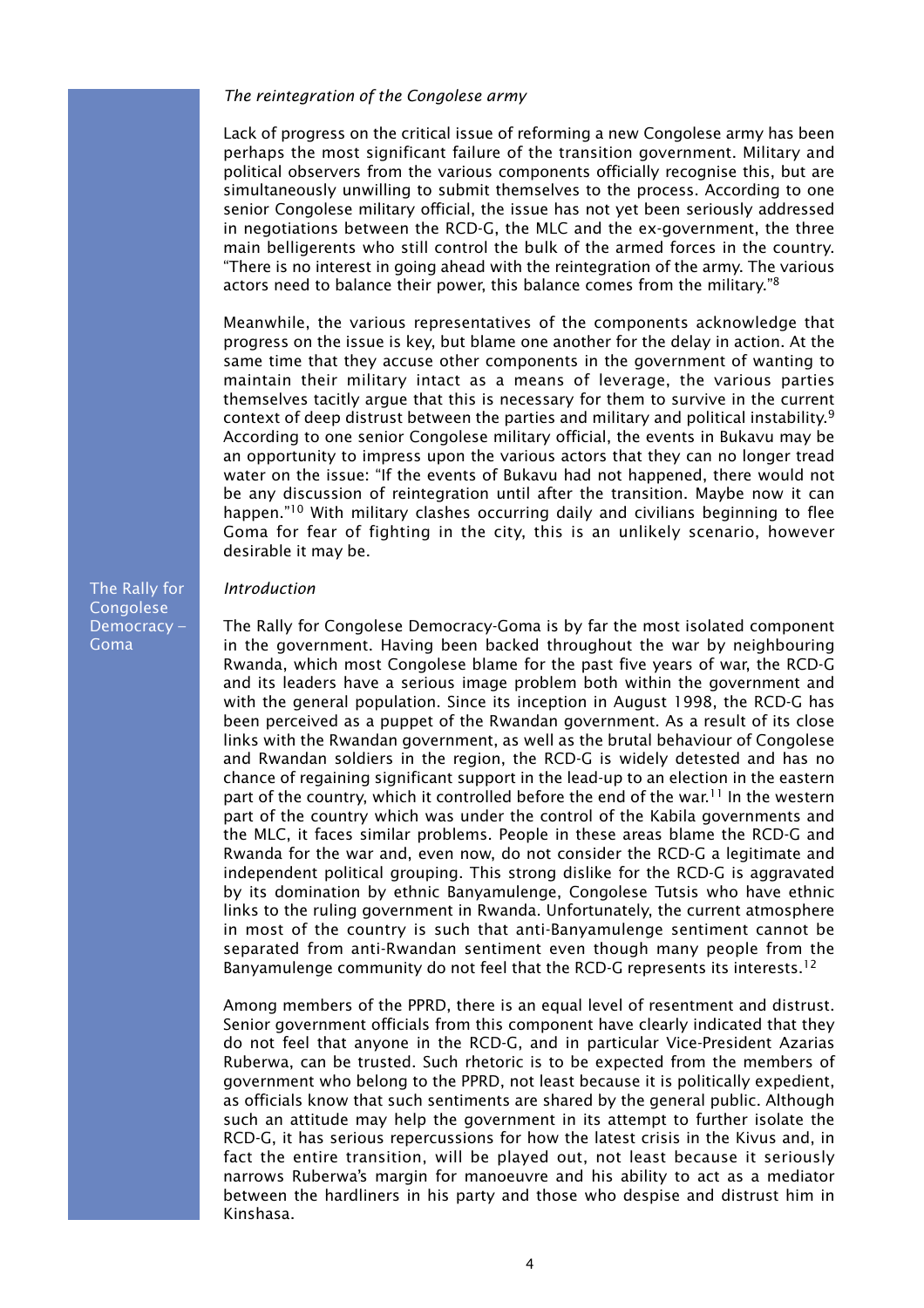*The reintegration of the Congolese army*

Lack of progress on the critical issue of reforming a new Congolese army has been perhaps the most significant failure of the transition government. Military and political observers from the various components officially recognise this, but are simultaneously unwilling to submit themselves to the process. According to one senior Congolese military official, the issue has not yet been seriously addressed in negotiations between the RCD-G, the MLC and the ex-government, the three main belligerents who still control the bulk of the armed forces in the country. "There is no interest in going ahead with the reintegration of the army. The various actors need to balance their power, this balance comes from the military."[8]

Meanwhile, the various representatives of the components acknowledge that progress on the issue is key, but blame one another for the delay in action. At the same time that they accuse other components in the government of wanting to maintain their military intact as a means of leverage, the various parties themselves tacitly argue that this is necessary for them to survive in the current context of deep distrust between the parties and military and political instability.[9] According to one senior Congolese military official, the events in Bukavu may be an opportunity to impress upon the various actors that they can no longer tread water on the issue: "If the events of Bukavu had not happened, there would not be any discussion of reintegration until after the transition. Maybe now it can happen."[10] With military clashes occurring daily and civilians beginning to flee Goma for fear of fighting in the city, this is an unlikely scenario, however desirable it may be.

## The Rally for Congolese Democracy – Goma

*Introduction*

The Rally for Congolese Democracy-Goma is by far the most isolated component in the government. Having been backed throughout the war by neighbouring Rwanda, which most Congolese blame for the past five years of war, the RCD-G and its leaders have a serious image problem both within the government and with the general population. Since its inception in August 1998, the RCD-G has been perceived as a puppet of the Rwandan government. As a result of its close links with the Rwandan government, as well as the brutal behaviour of Congolese and Rwandan soldiers in the region, the RCD-G is widely detested and has no chance of regaining significant support in the lead-up to an election in the eastern part of the country, which it controlled before the end of the war.[11] In the western part of the country which was under the control of the Kabila governments and the MLC, it faces similar problems. People in these areas blame the RCD-G and Rwanda for the war and, even now, do not consider the RCD-G a legitimate and independent political grouping. This strong dislike for the RCD-G is aggravated by its domination by ethnic Banyamulenge, Congolese Tutsis who have ethnic links to the ruling government in Rwanda. Unfortunately, the current atmosphere in most of the country is such that anti-Banyamulenge sentiment cannot be separated from anti-Rwandan sentiment even though many people from the Banyamulenge community do not feel that the RCD-G represents its interests.[12]

Among members of the PPRD, there is an equal level of resentment and distrust. Senior government officials from this component have clearly indicated that they do not feel that anyone in the RCD-G, and in particular Vice-President Azarias Ruberwa, can be trusted. Such rhetoric is to be expected from the members of government who belong to the PPRD, not least because it is politically expedient, as officials know that such sentiments are shared by the general public. Although such an attitude may help the government in its attempt to further isolate the RCD-G, it has serious repercussions for how the latest crisis in the Kivus and, in fact the entire transition, will be played out, not least because it seriously narrows Ruberwa's margin for manoeuvre and his ability to act as a mediator between the hardliners in his party and those who despise and distrust him in Kinshasa.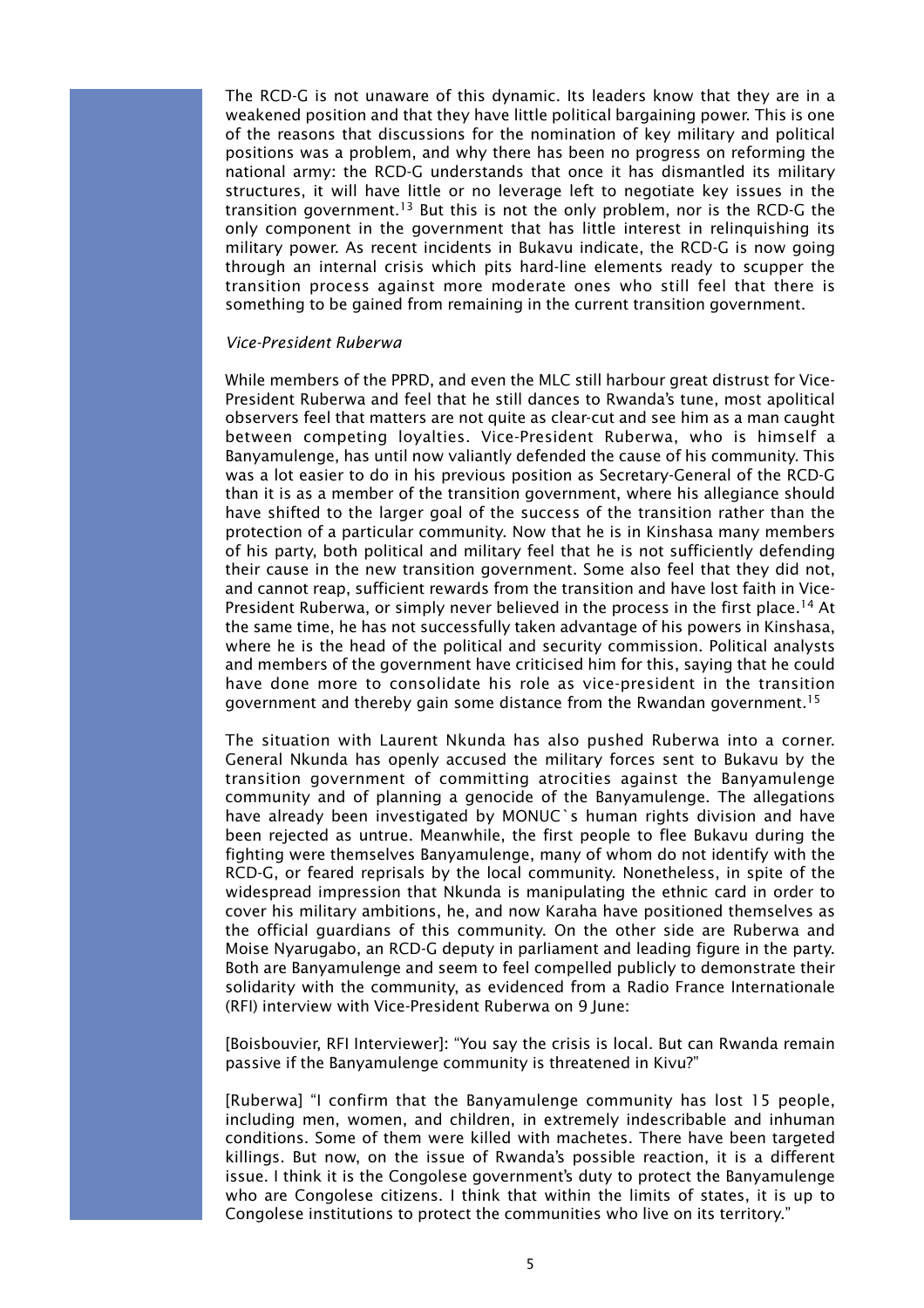The RCD-G is not unaware of this dynamic. Its leaders know that they are in a weakened position and that they have little political bargaining power. This is one of the reasons that discussions for the nomination of key military and political positions was a problem, and why there has been no progress on reforming the national army: the RCD-G understands that once it has dismantled its military structures, it will have little or no leverage left to negotiate key issues in the transition government.[13] But this is not the only problem, nor is the RCD-G the only component in the government that has little interest in relinquishing its military power. As recent incidents in Bukavu indicate, the RCD-G is now going through an internal crisis which pits hard-line elements ready to scupper the transition process against more moderate ones who still feel that there is something to be gained from remaining in the current transition government.

*Vice-President Ruberwa*

While members of the PPRD, and even the MLC still harbour great distrust for Vice-President Ruberwa and feel that he still dances to Rwanda's tune, most apolitical observers feel that matters are not quite as clear-cut and see him as a man caught between competing loyalties. Vice-President Ruberwa, who is himself a Banyamulenge, has until now valiantly defended the cause of his community. This was a lot easier to do in his previous position as Secretary-General of the RCD-G than it is as a member of the transition government, where his allegiance should have shifted to the larger goal of the success of the transition rather than the protection of a particular community. Now that he is in Kinshasa many members of his party, both political and military feel that he is not sufficiently defending their cause in the new transition government. Some also feel that they did not, and cannot reap, sufficient rewards from the transition and have lost faith in Vice-President Ruberwa, or simply never believed in the process in the first place.[14] At the same time, he has not successfully taken advantage of his powers in Kinshasa, where he is the head of the political and security commission. Political analysts and members of the government have criticised him for this, saying that he could have done more to consolidate his role as vice-president in the transition government and thereby gain some distance from the Rwandan government.[15]

The situation with Laurent Nkunda has also pushed Ruberwa into a corner. General Nkunda has openly accused the military forces sent to Bukavu by the transition government of committing atrocities against the Banyamulenge community and of planning a genocide of the Banyamulenge. The allegations have already been investigated by MONUC`s human rights division and have been rejected as untrue. Meanwhile, the first people to flee Bukavu during the fighting were themselves Banyamulenge, many of whom do not identify with the RCD-G, or feared reprisals by the local community. Nonetheless, in spite of the widespread impression that Nkunda is manipulating the ethnic card in order to cover his military ambitions, he, and now Karaha have positioned themselves as the official guardians of this community. On the other side are Ruberwa and Moise Nyarugabo, an RCD-G deputy in parliament and leading figure in the party. Both are Banyamulenge and seem to feel compelled publicly to demonstrate their solidarity with the community, as evidenced from a Radio France Internationale (RFI) interview with Vice-President Ruberwa on 9 June:

[Boisbouvier, RFI Interviewer]: "You say the crisis is local. But can Rwanda remain passive if the Banyamulenge community is threatened in Kivu?"

[Ruberwa] "I confirm that the Banyamulenge community has lost 15 people, including men, women, and children, in extremely indescribable and inhuman conditions. Some of them were killed with machetes. There have been targeted killings. But now, on the issue of Rwanda's possible reaction, it is a different issue. I think it is the Congolese government's duty to protect the Banyamulenge who are Congolese citizens. I think that within the limits of states, it is up to Congolese institutions to protect the communities who live on its territory."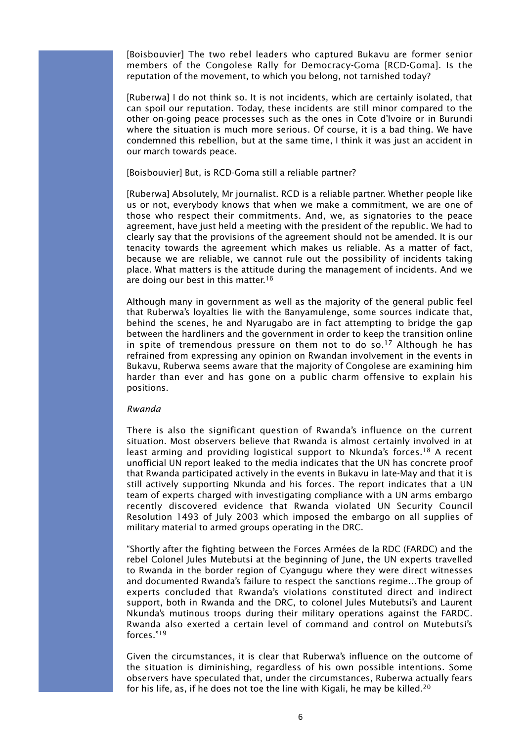[Boisbouvier] The two rebel leaders who captured Bukavu are former senior members of the Congolese Rally for Democracy-Goma [RCD-Goma]. Is the reputation of the movement, to which you belong, not tarnished today?

[Ruberwa] I do not think so. It is not incidents, which are certainly isolated, that can spoil our reputation. Today, these incidents are still minor compared to the other on-going peace processes such as the ones in Cote d'Ivoire or in Burundi where the situation is much more serious. Of course, it is a bad thing. We have condemned this rebellion, but at the same time, I think it was just an accident in our march towards peace.

[Boisbouvier] But, is RCD-Goma still a reliable partner?

[Ruberwa] Absolutely, Mr journalist. RCD is a reliable partner. Whether people like us or not, everybody knows that when we make a commitment, we are one of those who respect their commitments. And, we, as signatories to the peace agreement, have just held a meeting with the president of the republic. We had to clearly say that the provisions of the agreement should not be amended. It is our tenacity towards the agreement which makes us reliable. As a matter of fact, because we are reliable, we cannot rule out the possibility of incidents taking place. What matters is the attitude during the management of incidents. And we are doing our best in this matter.[16]

Although many in government as well as the majority of the general public feel that Ruberwa's loyalties lie with the Banyamulenge, some sources indicate that, behind the scenes, he and Nyarugabo are in fact attempting to bridge the gap between the hardliners and the government in order to keep the transition online in spite of tremendous pressure on them not to do so.[17] Although he has refrained from expressing any opinion on Rwandan involvement in the events in Bukavu, Ruberwa seems aware that the majority of Congolese are examining him harder than ever and has gone on a public charm offensive to explain his positions.

*Rwanda*

There is also the significant question of Rwanda's influence on the current situation. Most observers believe that Rwanda is almost certainly involved in at least arming and providing logistical support to Nkunda's forces.[18] A recent unofficial UN report leaked to the media indicates that the UN has concrete proof that Rwanda participated actively in the events in Bukavu in late-May and that it is still actively supporting Nkunda and his forces. The report indicates that a UN team of experts charged with investigating compliance with a UN arms embargo recently discovered evidence that Rwanda violated UN Security Council Resolution 1493 of July 2003 which imposed the embargo on all supplies of military material to armed groups operating in the DRC.

"Shortly after the fighting between the Forces Armées de la RDC (FARDC) and the rebel Colonel Jules Mutebutsi at the beginning of June, the UN experts travelled to Rwanda in the border region of Cyangugu where they were direct witnesses and documented Rwanda's failure to respect the sanctions regime...The group of experts concluded that Rwanda's violations constituted direct and indirect support, both in Rwanda and the DRC, to colonel Jules Mutebutsi's and Laurent Nkunda's mutinous troops during their military operations against the FARDC. Rwanda also exerted a certain level of command and control on Mutebutsi's forces."[19]

Given the circumstances, it is clear that Ruberwa's influence on the outcome of the situation is diminishing, regardless of his own possible intentions. Some observers have speculated that, under the circumstances, Ruberwa actually fears for his life, as, if he does not toe the line with Kigali, he may be killed.[20]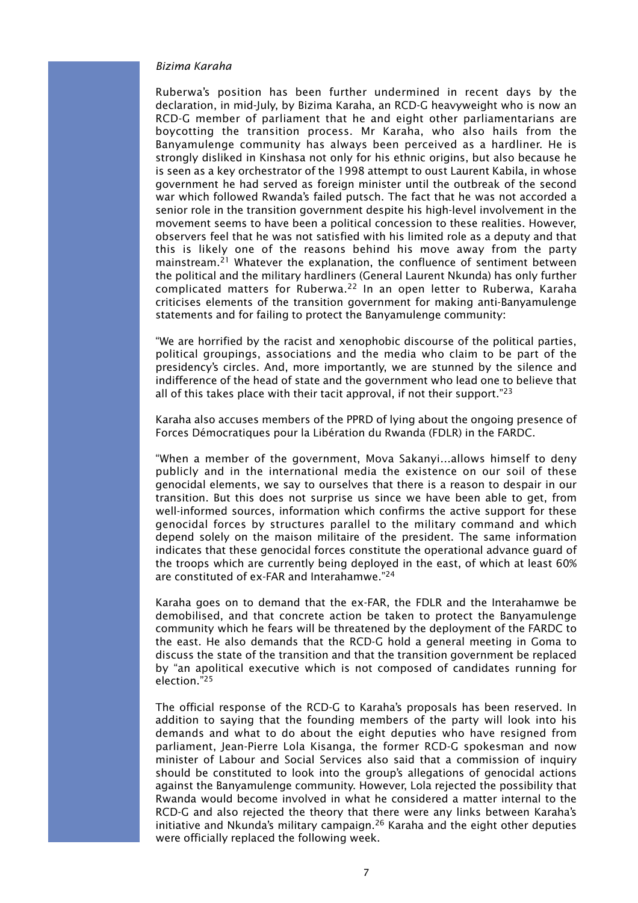*Bizima Karaha*

Ruberwa's position has been further undermined in recent days by the declaration, in mid-July, by Bizima Karaha, an RCD-G heavyweight who is now an RCD-G member of parliament that he and eight other parliamentarians are boycotting the transition process. Mr Karaha, who also hails from the Banyamulenge community has always been perceived as a hardliner. He is strongly disliked in Kinshasa not only for his ethnic origins, but also because he is seen as a key orchestrator of the 1998 attempt to oust Laurent Kabila, in whose government he had served as foreign minister until the outbreak of the second war which followed Rwanda's failed putsch. The fact that he was not accorded a senior role in the transition government despite his high-level involvement in the movement seems to have been a political concession to these realities. However, observers feel that he was not satisfied with his limited role as a deputy and that this is likely one of the reasons behind his move away from the party mainstream.[21] Whatever the explanation, the confluence of sentiment between the political and the military hardliners (General Laurent Nkunda) has only further complicated matters for Ruberwa.[22] In an open letter to Ruberwa, Karaha criticises elements of the transition government for making anti-Banyamulenge statements and for failing to protect the Banyamulenge community:

"We are horrified by the racist and xenophobic discourse of the political parties, political groupings, associations and the media who claim to be part of the presidency's circles. And, more importantly, we are stunned by the silence and indifference of the head of state and the government who lead one to believe that all of this takes place with their tacit approval, if not their support."[23]

Karaha also accuses members of the PPRD of lying about the ongoing presence of Forces Démocratiques pour la Libération du Rwanda (FDLR) in the FARDC.

"When a member of the government, Mova Sakanyi…allows himself to deny publicly and in the international media the existence on our soil of these genocidal elements, we say to ourselves that there is a reason to despair in our transition. But this does not surprise us since we have been able to get, from well-informed sources, information which confirms the active support for these genocidal forces by structures parallel to the military command and which depend solely on the maison militaire of the president. The same information indicates that these genocidal forces constitute the operational advance guard of the troops which are currently being deployed in the east, of which at least 60% are constituted of ex-FAR and Interahamwe."[24]

Karaha goes on to demand that the ex-FAR, the FDLR and the Interahamwe be demobilised, and that concrete action be taken to protect the Banyamulenge community which he fears will be threatened by the deployment of the FARDC to the east. He also demands that the RCD-G hold a general meeting in Goma to discuss the state of the transition and that the transition government be replaced by "an apolitical executive which is not composed of candidates running for election."[25]

The official response of the RCD-G to Karaha's proposals has been reserved. In addition to saying that the founding members of the party will look into his demands and what to do about the eight deputies who have resigned from parliament, Jean-Pierre Lola Kisanga, the former RCD-G spokesman and now minister of Labour and Social Services also said that a commission of inquiry should be constituted to look into the group's allegations of genocidal actions against the Banyamulenge community. However, Lola rejected the possibility that Rwanda would become involved in what he considered a matter internal to the RCD-G and also rejected the theory that there were any links between Karaha's initiative and Nkunda's military campaign.[26] Karaha and the eight other deputies were officially replaced the following week.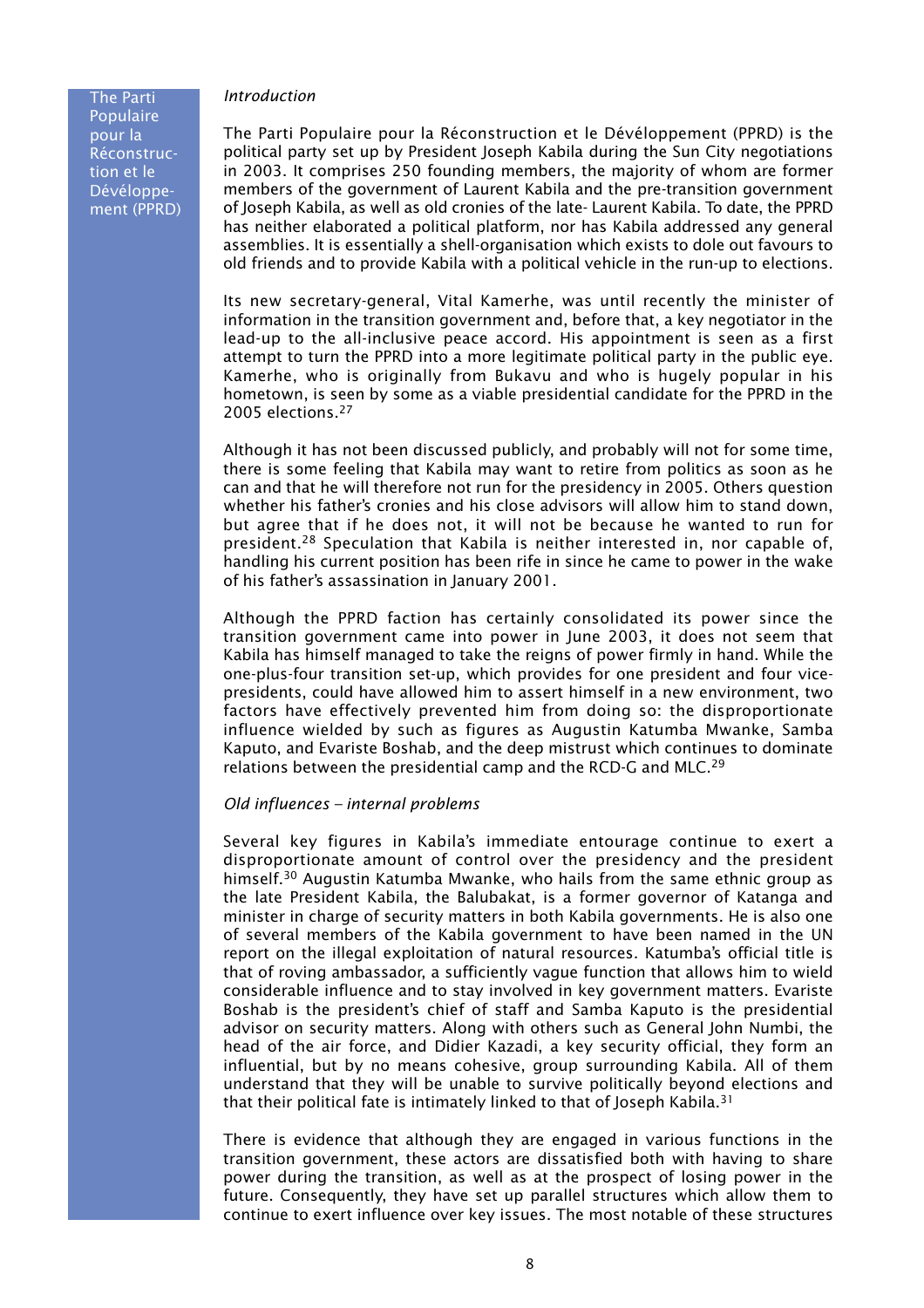## The Parti Populaire pour la Réconstruction et le Développement (PPRD)

*Introduction*

The Parti Populaire pour la Réconstruction et le Dévéloppement (PPRD) is the political party set up by President Joseph Kabila during the Sun City negotiations in 2003. It comprises 250 founding members, the majority of whom are former members of the government of Laurent Kabila and the pre-transition government of Joseph Kabila, as well as old cronies of the late- Laurent Kabila. To date, the PPRD has neither elaborated a political platform, nor has Kabila addressed any general assemblies. It is essentially a shell-organisation which exists to dole out favours to old friends and to provide Kabila with a political vehicle in the run-up to elections.

Its new secretary-general, Vital Kamerhe, was until recently the minister of information in the transition government and, before that, a key negotiator in the lead-up to the all-inclusive peace accord. His appointment is seen as a first attempt to turn the PPRD into a more legitimate political party in the public eye. Kamerhe, who is originally from Bukavu and who is hugely popular in his hometown, is seen by some as a viable presidential candidate for the PPRD in the 2005 elections.[27]

Although it has not been discussed publicly, and probably will not for some time, there is some feeling that Kabila may want to retire from politics as soon as he can and that he will therefore not run for the presidency in 2005. Others question whether his father's cronies and his close advisors will allow him to stand down, but agree that if he does not, it will not be because he wanted to run for president.[28] Speculation that Kabila is neither interested in, nor capable of, handling his current position has been rife in since he came to power in the wake of his father's assassination in January 2001.

Although the PPRD faction has certainly consolidated its power since the transition government came into power in June 2003, it does not seem that Kabila has himself managed to take the reigns of power firmly in hand. While the one-plus-four transition set-up, which provides for one president and four vice-presidents, could have allowed him to assert himself in a new environment, two factors have effectively prevented him from doing so: the disproportionate influence wielded by such as figures as Augustin Katumba Mwanke, Samba Kaputo, and Evariste Boshab, and the deep mistrust which continues to dominate relations between the presidential camp and the RCD-G and MLC.[29]

*Old influences – internal problems*

Several key figures in Kabila's immediate entourage continue to exert a disproportionate amount of control over the presidency and the president himself.[30] Augustin Katumba Mwanke, who hails from the same ethnic group as the late President Kabila, the Balubakat, is a former governor of Katanga and minister in charge of security matters in both Kabila governments. He is also one of several members of the Kabila government to have been named in the UN report on the illegal exploitation of natural resources. Katumba's official title is that of roving ambassador, a sufficiently vague function that allows him to wield considerable influence and to stay involved in key government matters. Evariste Boshab is the president's chief of staff and Samba Kaputo is the presidential advisor on security matters. Along with others such as General John Numbi, the head of the air force, and Didier Kazadi, a key security official, they form an influential, but by no means cohesive, group surrounding Kabila. All of them understand that they will be unable to survive politically beyond elections and that their political fate is intimately linked to that of Joseph Kabila.[31]

There is evidence that although they are engaged in various functions in the transition government, these actors are dissatisfied both with having to share power during the transition, as well as at the prospect of losing power in the future. Consequently, they have set up parallel structures which allow them to continue to exert influence over key issues. The most notable of these structures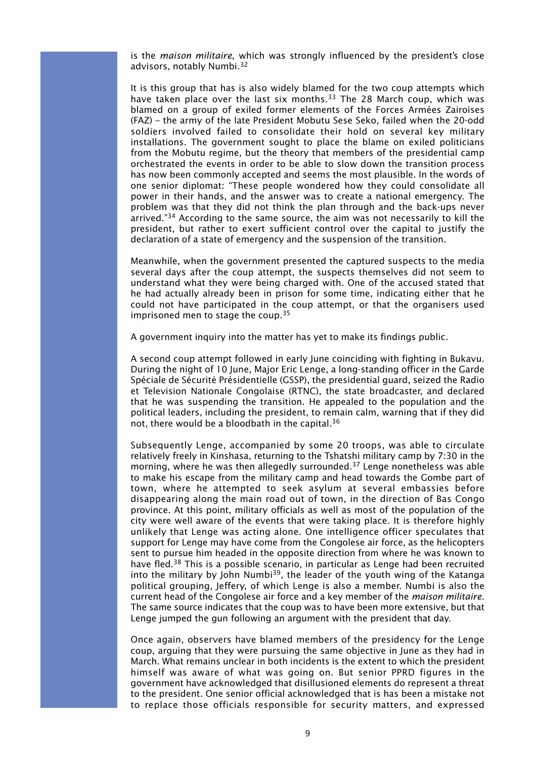is the *maison militaire*, which was strongly influenced by the president's close advisors, notably Numbi.[32]

It is this group that has is also widely blamed for the two coup attempts which have taken place over the last six months.[33] The 28 March coup, which was blamed on a group of exiled former elements of the Forces Armées Zairoises (FAZ) – the army of the late President Mobutu Sese Seko, failed when the 20-odd soldiers involved failed to consolidate their hold on several key military installations. The government sought to place the blame on exiled politicians from the Mobutu regime, but the theory that members of the presidential camp orchestrated the events in order to be able to slow down the transition process has now been commonly accepted and seems the most plausible. In the words of one senior diplomat: "These people wondered how they could consolidate all power in their hands, and the answer was to create a national emergency. The problem was that they did not think the plan through and the back-ups never arrived."[34] According to the same source, the aim was not necessarily to kill the president, but rather to exert sufficient control over the capital to justify the declaration of a state of emergency and the suspension of the transition.

Meanwhile, when the government presented the captured suspects to the media several days after the coup attempt, the suspects themselves did not seem to understand what they were being charged with. One of the accused stated that he had actually already been in prison for some time, indicating either that he could not have participated in the coup attempt, or that the organisers used imprisoned men to stage the coup.[35]

A government inquiry into the matter has yet to make its findings public.

A second coup attempt followed in early June coinciding with fighting in Bukavu. During the night of 10 June, Major Eric Lenge, a long-standing officer in the Garde Spéciale de Sécurité Présidentielle (GSSP), the presidential guard, seized the Radio et Television Nationale Congolaise (RTNC), the state broadcaster, and declared that he was suspending the transition. He appealed to the population and the political leaders, including the president, to remain calm, warning that if they did not, there would be a bloodbath in the capital.[36]

Subsequently Lenge, accompanied by some 20 troops, was able to circulate relatively freely in Kinshasa, returning to the Tshatshi military camp by 7:30 in the morning, where he was then allegedly surrounded.[37] Lenge nonetheless was able to make his escape from the military camp and head towards the Gombe part of town, where he attempted to seek asylum at several embassies before disappearing along the main road out of town, in the direction of Bas Congo province. At this point, military officials as well as most of the population of the city were well aware of the events that were taking place. It is therefore highly unlikely that Lenge was acting alone. One intelligence officer speculates that support for Lenge may have come from the Congolese air force, as the helicopters sent to pursue him headed in the opposite direction from where he was known to have fled.[38] This is a possible scenario, in particular as Lenge had been recruited into the military by John Numbi[39], the leader of the youth wing of the Katanga political grouping, Jeffery, of which Lenge is also a member. Numbi is also the current head of the Congolese air force and a key member of the *maison militaire*. The same source indicates that the coup was to have been more extensive, but that Lenge jumped the gun following an argument with the president that day.

Once again, observers have blamed members of the presidency for the Lenge coup, arguing that they were pursuing the same objective in June as they had in March. What remains unclear in both incidents is the extent to which the president himself was aware of what was going on. But senior PPRD figures in the government have acknowledged that disillusioned elements do represent a threat to the president. One senior official acknowledged that is has been a mistake not to replace those officials responsible for security matters, and expressed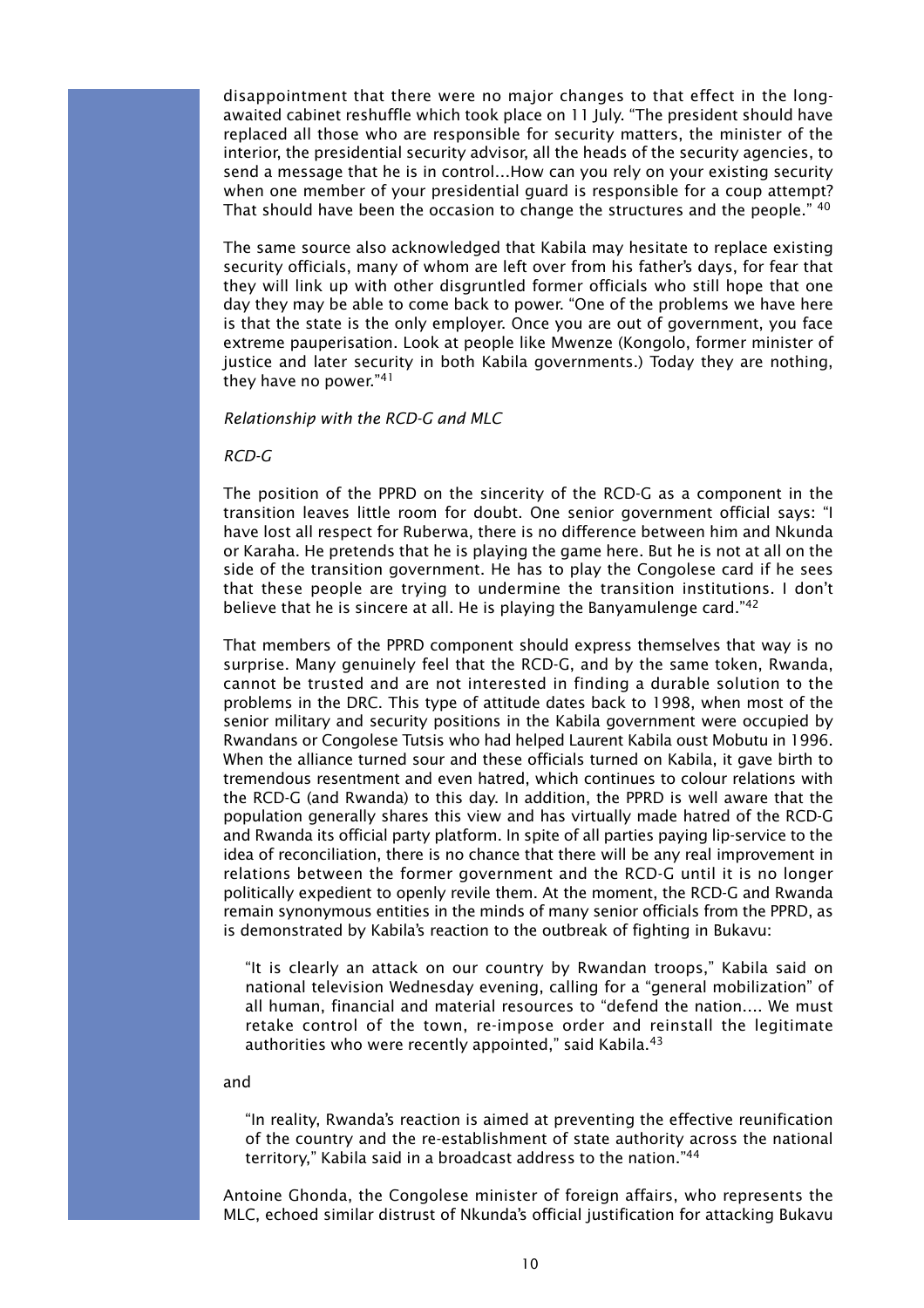disappointment that there were no major changes to that effect in the long-awaited cabinet reshuffle which took place on 11 July. "The president should have replaced all those who are responsible for security matters, the minister of the interior, the presidential security advisor, all the heads of the security agencies, to send a message that he is in control...How can you rely on your existing security when one member of your presidential guard is responsible for a coup attempt? That should have been the occasion to change the structures and the people." [40]

The same source also acknowledged that Kabila may hesitate to replace existing security officials, many of whom are left over from his father's days, for fear that they will link up with other disgruntled former officials who still hope that one day they may be able to come back to power. "One of the problems we have here is that the state is the only employer. Once you are out of government, you face extreme pauperisation. Look at people like Mwenze (Kongolo, former minister of justice and later security in both Kabila governments.) Today they are nothing, they have no power."[41]

*Relationship with the RCD-G and MLC*

*RCD-G*

The position of the PPRD on the sincerity of the RCD-G as a component in the transition leaves little room for doubt. One senior government official says: "I have lost all respect for Ruberwa, there is no difference between him and Nkunda or Karaha. He pretends that he is playing the game here. But he is not at all on the side of the transition government. He has to play the Congolese card if he sees that these people are trying to undermine the transition institutions. I don't believe that he is sincere at all. He is playing the Banyamulenge card."[42]

That members of the PPRD component should express themselves that way is no surprise. Many genuinely feel that the RCD-G, and by the same token, Rwanda, cannot be trusted and are not interested in finding a durable solution to the problems in the DRC. This type of attitude dates back to 1998, when most of the senior military and security positions in the Kabila government were occupied by Rwandans or Congolese Tutsis who had helped Laurent Kabila oust Mobutu in 1996. When the alliance turned sour and these officials turned on Kabila, it gave birth to tremendous resentment and even hatred, which continues to colour relations with the RCD-G (and Rwanda) to this day. In addition, the PPRD is well aware that the population generally shares this view and has virtually made hatred of the RCD-G and Rwanda its official party platform. In spite of all parties paying lip-service to the idea of reconciliation, there is no chance that there will be any real improvement in relations between the former government and the RCD-G until it is no longer politically expedient to openly revile them. At the moment, the RCD-G and Rwanda remain synonymous entities in the minds of many senior officials from the PPRD, as is demonstrated by Kabila's reaction to the outbreak of fighting in Bukavu:

> "It is clearly an attack on our country by Rwandan troops," Kabila said on national television Wednesday evening, calling for a "general mobilization" of all human, financial and material resources to "defend the nation.... We must retake control of the town, re-impose order and reinstall the legitimate authorities who were recently appointed," said Kabila.[43]

and

> "In reality, Rwanda's reaction is aimed at preventing the effective reunification of the country and the re-establishment of state authority across the national territory," Kabila said in a broadcast address to the nation."[44]

Antoine Ghonda, the Congolese minister of foreign affairs, who represents the MLC, echoed similar distrust of Nkunda's official justification for attacking Bukavu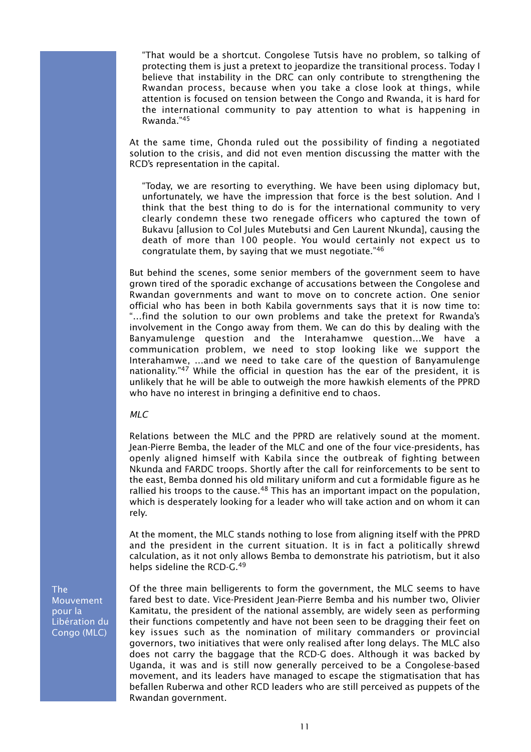"That would be a shortcut. Congolese Tutsis have no problem, so talking of protecting them is just a pretext to jeopardize the transitional process. Today I believe that instability in the DRC can only contribute to strengthening the Rwandan process, because when you take a close look at things, while attention is focused on tension between the Congo and Rwanda, it is hard for the international community to pay attention to what is happening in Rwanda."[45]

At the same time, Ghonda ruled out the possibility of finding a negotiated solution to the crisis, and did not even mention discussing the matter with the RCD's representation in the capital.

"Today, we are resorting to everything. We have been using diplomacy but, unfortunately, we have the impression that force is the best solution. And I think that the best thing to do is for the international community to very clearly condemn these two renegade officers who captured the town of Bukavu [allusion to Col Jules Mutebutsi and Gen Laurent Nkunda], causing the death of more than 100 people. You would certainly not expect us to congratulate them, by saying that we must negotiate."[46]

But behind the scenes, some senior members of the government seem to have grown tired of the sporadic exchange of accusations between the Congolese and Rwandan governments and want to move on to concrete action. One senior official who has been in both Kabila governments says that it is now time to: "...find the solution to our own problems and take the pretext for Rwanda's involvement in the Congo away from them. We can do this by dealing with the Banyamulenge question and the Interahamwe question...We have a communication problem, we need to stop looking like we support the Interahamwe, ...and we need to take care of the question of Banyamulenge nationality."[47] While the official in question has the ear of the president, it is unlikely that he will be able to outweigh the more hawkish elements of the PPRD who have no interest in bringing a definitive end to chaos.

*MLC*

Relations between the MLC and the PPRD are relatively sound at the moment. Jean-Pierre Bemba, the leader of the MLC and one of the four vice-presidents, has openly aligned himself with Kabila since the outbreak of fighting between Nkunda and FARDC troops. Shortly after the call for reinforcements to be sent to the east, Bemba donned his old military uniform and cut a formidable figure as he rallied his troops to the cause.[48] This has an important impact on the population, which is desperately looking for a leader who will take action and on whom it can rely.

At the moment, the MLC stands nothing to lose from aligning itself with the PPRD and the president in the current situation. It is in fact a politically shrewd calculation, as it not only allows Bemba to demonstrate his patriotism, but it also helps sideline the RCD-G.[49]

The Mouvement pour la Libération du Congo (MLC)

Of the three main belligerents to form the government, the MLC seems to have fared best to date. Vice-President Jean-Pierre Bemba and his number two, Olivier Kamitatu, the president of the national assembly, are widely seen as performing their functions competently and have not been seen to be dragging their feet on key issues such as the nomination of military commanders or provincial governors, two initiatives that were only realised after long delays. The MLC also does not carry the baggage that the RCD-G does. Although it was backed by Uganda, it was and is still now generally perceived to be a Congolese-based movement, and its leaders have managed to escape the stigmatisation that has befallen Ruberwa and other RCD leaders who are still perceived as puppets of the Rwandan government.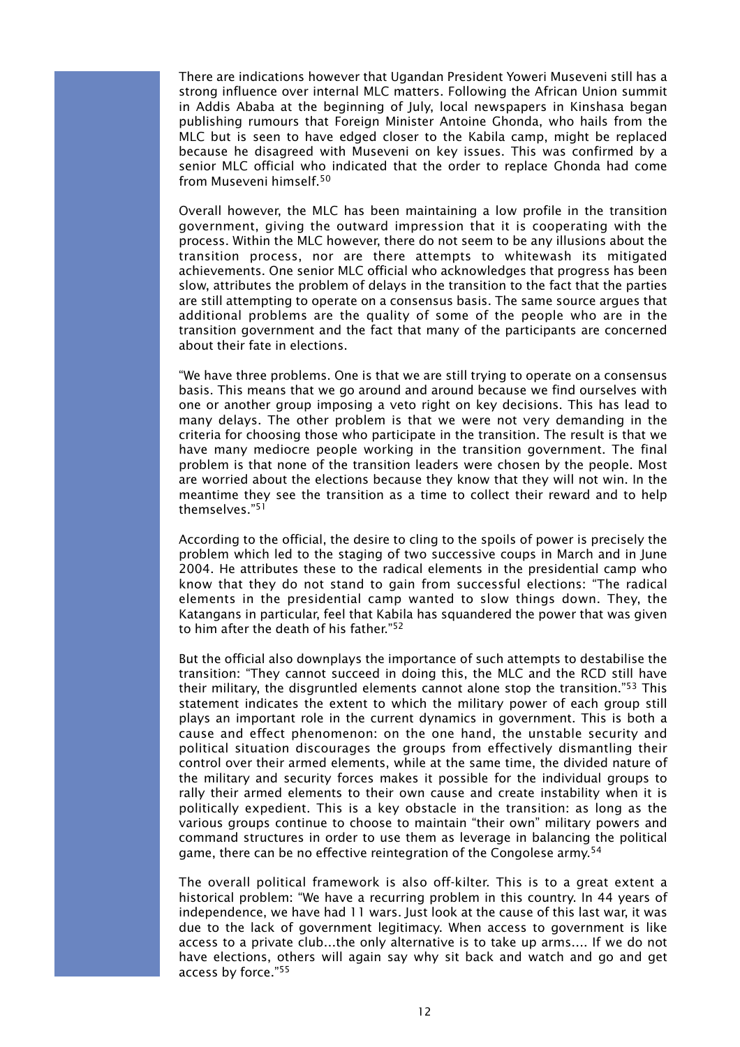There are indications however that Ugandan President Yoweri Museveni still has a strong influence over internal MLC matters. Following the African Union summit in Addis Ababa at the beginning of July, local newspapers in Kinshasa began publishing rumours that Foreign Minister Antoine Ghonda, who hails from the MLC but is seen to have edged closer to the Kabila camp, might be replaced because he disagreed with Museveni on key issues. This was confirmed by a senior MLC official who indicated that the order to replace Ghonda had come from Museveni himself.[50]

Overall however, the MLC has been maintaining a low profile in the transition government, giving the outward impression that it is cooperating with the process. Within the MLC however, there do not seem to be any illusions about the transition process, nor are there attempts to whitewash its mitigated achievements. One senior MLC official who acknowledges that progress has been slow, attributes the problem of delays in the transition to the fact that the parties are still attempting to operate on a consensus basis. The same source argues that additional problems are the quality of some of the people who are in the transition government and the fact that many of the participants are concerned about their fate in elections.

"We have three problems. One is that we are still trying to operate on a consensus basis. This means that we go around and around because we find ourselves with one or another group imposing a veto right on key decisions. This has lead to many delays. The other problem is that we were not very demanding in the criteria for choosing those who participate in the transition. The result is that we have many mediocre people working in the transition government. The final problem is that none of the transition leaders were chosen by the people. Most are worried about the elections because they know that they will not win. In the meantime they see the transition as a time to collect their reward and to help themselves."[51]

According to the official, the desire to cling to the spoils of power is precisely the problem which led to the staging of two successive coups in March and in June 2004. He attributes these to the radical elements in the presidential camp who know that they do not stand to gain from successful elections: "The radical elements in the presidential camp wanted to slow things down. They, the Katangans in particular, feel that Kabila has squandered the power that was given to him after the death of his father."[52]

But the official also downplays the importance of such attempts to destabilise the transition: "They cannot succeed in doing this, the MLC and the RCD still have their military, the disgruntled elements cannot alone stop the transition."[53] This statement indicates the extent to which the military power of each group still plays an important role in the current dynamics in government. This is both a cause and effect phenomenon: on the one hand, the unstable security and political situation discourages the groups from effectively dismantling their control over their armed elements, while at the same time, the divided nature of the military and security forces makes it possible for the individual groups to rally their armed elements to their own cause and create instability when it is politically expedient. This is a key obstacle in the transition: as long as the various groups continue to choose to maintain "their own" military powers and command structures in order to use them as leverage in balancing the political game, there can be no effective reintegration of the Congolese army.[54]

The overall political framework is also off-kilter. This is to a great extent a historical problem: "We have a recurring problem in this country. In 44 years of independence, we have had 11 wars. Just look at the cause of this last war, it was due to the lack of government legitimacy. When access to government is like access to a private club…the only alternative is to take up arms…. If we do not have elections, others will again say why sit back and watch and go and get access by force."[55]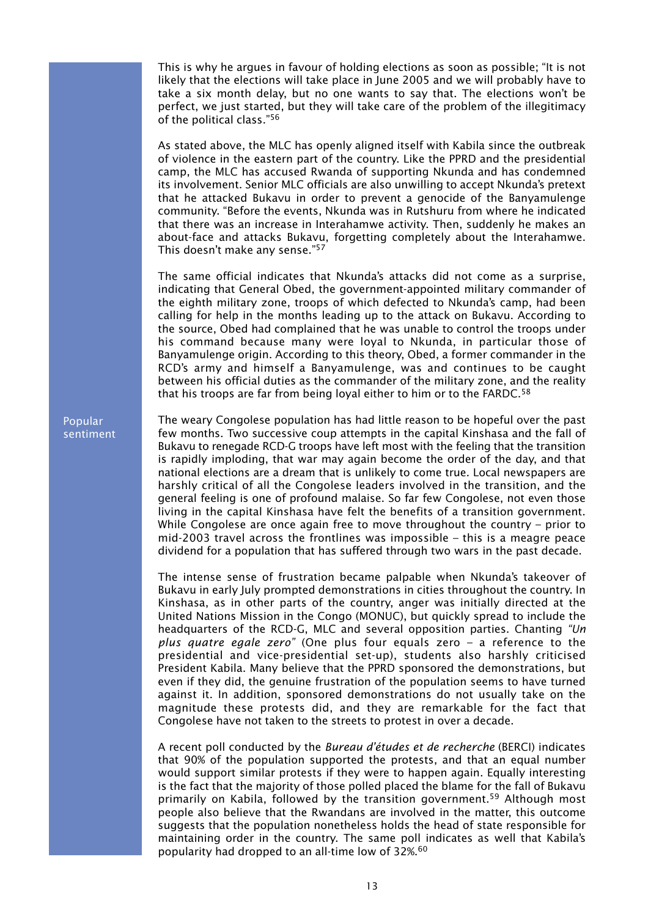This is why he argues in favour of holding elections as soon as possible; "It is not likely that the elections will take place in June 2005 and we will probably have to take a six month delay, but no one wants to say that. The elections won't be perfect, we just started, but they will take care of the problem of the illegitimacy of the political class."[56]

As stated above, the MLC has openly aligned itself with Kabila since the outbreak of violence in the eastern part of the country. Like the PPRD and the presidential camp, the MLC has accused Rwanda of supporting Nkunda and has condemned its involvement. Senior MLC officials are also unwilling to accept Nkunda's pretext that he attacked Bukavu in order to prevent a genocide of the Banyamulenge community. "Before the events, Nkunda was in Rutshuru from where he indicated that there was an increase in Interahamwe activity. Then, suddenly he makes an about-face and attacks Bukavu, forgetting completely about the Interahamwe. This doesn't make any sense."[57]

The same official indicates that Nkunda's attacks did not come as a surprise, indicating that General Obed, the government-appointed military commander of the eighth military zone, troops of which defected to Nkunda's camp, had been calling for help in the months leading up to the attack on Bukavu. According to the source, Obed had complained that he was unable to control the troops under his command because many were loyal to Nkunda, in particular those of Banyamulenge origin. According to this theory, Obed, a former commander in the RCD's army and himself a Banyamulenge, was and continues to be caught between his official duties as the commander of the military zone, and the reality that his troops are far from being loyal either to him or to the FARDC.[58]

## Popular sentiment

The weary Congolese population has had little reason to be hopeful over the past few months. Two successive coup attempts in the capital Kinshasa and the fall of Bukavu to renegade RCD-G troops have left most with the feeling that the transition is rapidly imploding, that war may again become the order of the day, and that national elections are a dream that is unlikely to come true. Local newspapers are harshly critical of all the Congolese leaders involved in the transition, and the general feeling is one of profound malaise. So far few Congolese, not even those living in the capital Kinshasa have felt the benefits of a transition government. While Congolese are once again free to move throughout the country – prior to mid-2003 travel across the frontlines was impossible – this is a meagre peace dividend for a population that has suffered through two wars in the past decade.

The intense sense of frustration became palpable when Nkunda's takeover of Bukavu in early July prompted demonstrations in cities throughout the country. In Kinshasa, as in other parts of the country, anger was initially directed at the United Nations Mission in the Congo (MONUC), but quickly spread to include the headquarters of the RCD-G, MLC and several opposition parties. Chanting *"Un plus quatre egale zero"* (One plus four equals zero – a reference to the presidential and vice-presidential set-up), students also harshly criticised President Kabila. Many believe that the PPRD sponsored the demonstrations, but even if they did, the genuine frustration of the population seems to have turned against it. In addition, sponsored demonstrations do not usually take on the magnitude these protests did, and they are remarkable for the fact that Congolese have not taken to the streets to protest in over a decade.

A recent poll conducted by the *Bureau d'études et de recherche* (BERCI) indicates that 90% of the population supported the protests, and that an equal number would support similar protests if they were to happen again. Equally interesting is the fact that the majority of those polled placed the blame for the fall of Bukavu primarily on Kabila, followed by the transition government.[59] Although most people also believe that the Rwandans are involved in the matter, this outcome suggests that the population nonetheless holds the head of state responsible for maintaining order in the country. The same poll indicates as well that Kabila's popularity had dropped to an all-time low of 32%.[60]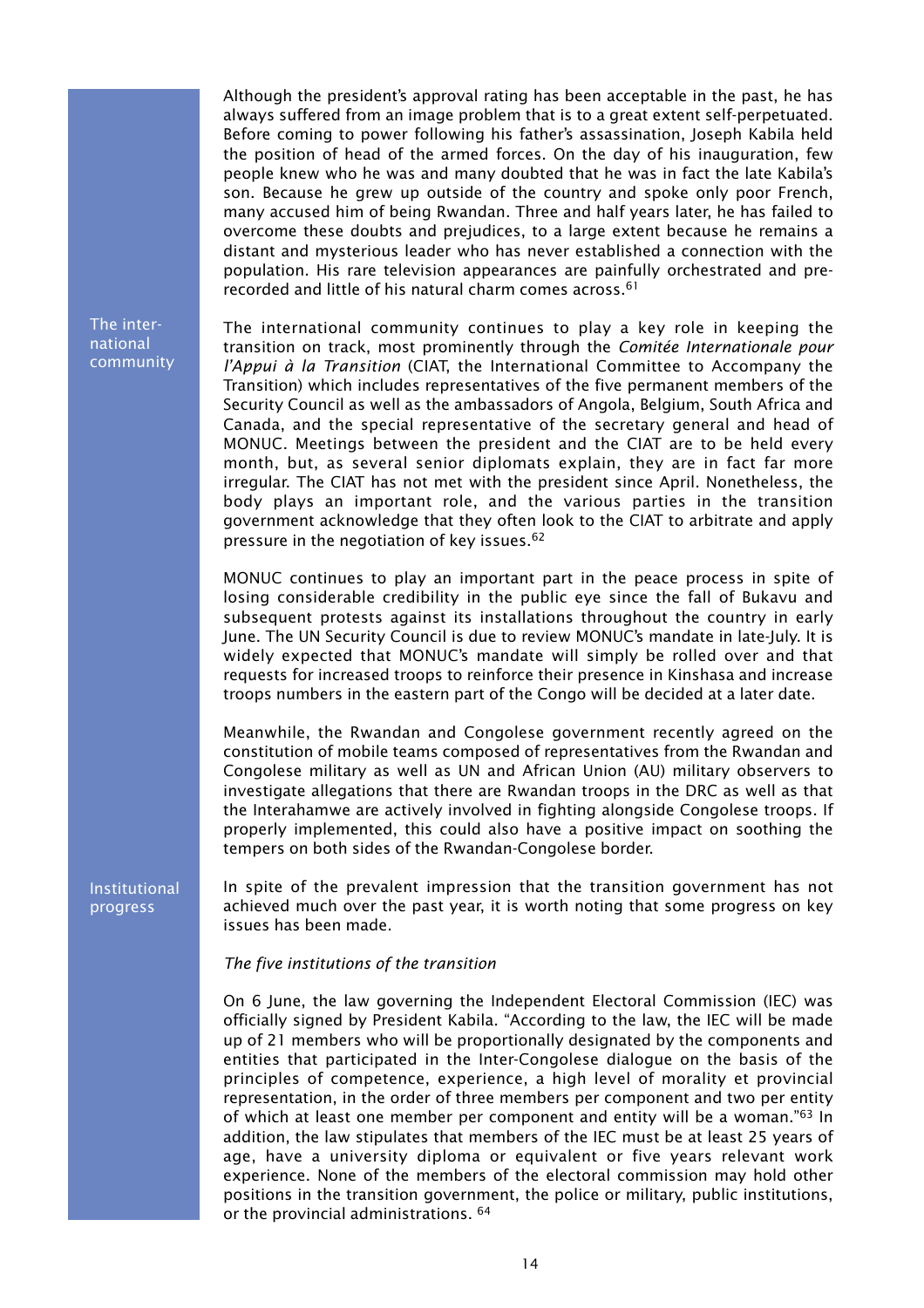Although the president's approval rating has been acceptable in the past, he has always suffered from an image problem that is to a great extent self-perpetuated. Before coming to power following his father's assassination, Joseph Kabila held the position of head of the armed forces. On the day of his inauguration, few people knew who he was and many doubted that he was in fact the late Kabila's son. Because he grew up outside of the country and spoke only poor French, many accused him of being Rwandan. Three and half years later, he has failed to overcome these doubts and prejudices, to a large extent because he remains a distant and mysterious leader who has never established a connection with the population. His rare television appearances are painfully orchestrated and pre-recorded and little of his natural charm comes across.[61]

## The international community

The international community continues to play a key role in keeping the transition on track, most prominently through the *Comitée Internationale pour l'Appui à la Transition* (CIAT, the International Committee to Accompany the Transition) which includes representatives of the five permanent members of the Security Council as well as the ambassadors of Angola, Belgium, South Africa and Canada, and the special representative of the secretary general and head of MONUC. Meetings between the president and the CIAT are to be held every month, but, as several senior diplomats explain, they are in fact far more irregular. The CIAT has not met with the president since April. Nonetheless, the body plays an important role, and the various parties in the transition government acknowledge that they often look to the CIAT to arbitrate and apply pressure in the negotiation of key issues.[62]

MONUC continues to play an important part in the peace process in spite of losing considerable credibility in the public eye since the fall of Bukavu and subsequent protests against its installations throughout the country in early June. The UN Security Council is due to review MONUC's mandate in late-July. It is widely expected that MONUC's mandate will simply be rolled over and that requests for increased troops to reinforce their presence in Kinshasa and increase troops numbers in the eastern part of the Congo will be decided at a later date.

Meanwhile, the Rwandan and Congolese government recently agreed on the constitution of mobile teams composed of representatives from the Rwandan and Congolese military as well as UN and African Union (AU) military observers to investigate allegations that there are Rwandan troops in the DRC as well as that the Interahamwe are actively involved in fighting alongside Congolese troops. If properly implemented, this could also have a positive impact on soothing the tempers on both sides of the Rwandan-Congolese border.

## Institutional progress

In spite of the prevalent impression that the transition government has not achieved much over the past year, it is worth noting that some progress on key issues has been made.

### *The five institutions of the transition*

On 6 June, the law governing the Independent Electoral Commission (IEC) was officially signed by President Kabila. "According to the law, the IEC will be made up of 21 members who will be proportionally designated by the components and entities that participated in the Inter-Congolese dialogue on the basis of the principles of competence, experience, a high level of morality et provincial representation, in the order of three members per component and two per entity of which at least one member per component and entity will be a woman."[63] In addition, the law stipulates that members of the IEC must be at least 25 years of age, have a university diploma or equivalent or five years relevant work experience. None of the members of the electoral commission may hold other positions in the transition government, the police or military, public institutions, or the provincial administrations.[64]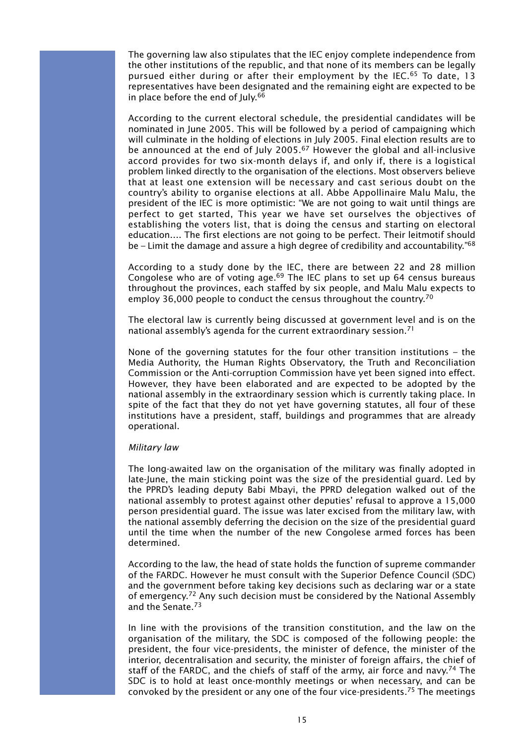The governing law also stipulates that the IEC enjoy complete independence from the other institutions of the republic, and that none of its members can be legally pursued either during or after their employment by the IEC.[65] To date, 13 representatives have been designated and the remaining eight are expected to be in place before the end of July.[66]

According to the current electoral schedule, the presidential candidates will be nominated in June 2005. This will be followed by a period of campaigning which will culminate in the holding of elections in July 2005. Final election results are to be announced at the end of July 2005.[67] However the global and all-inclusive accord provides for two six-month delays if, and only if, there is a logistical problem linked directly to the organisation of the elections. Most observers believe that at least one extension will be necessary and cast serious doubt on the country's ability to organise elections at all. Abbe Appollinaire Malu Malu, the president of the IEC is more optimistic: "We are not going to wait until things are perfect to get started, This year we have set ourselves the objectives of establishing the voters list, that is doing the census and starting on electoral education…. The first elections are not going to be perfect. Their leitmotif should be – Limit the damage and assure a high degree of credibility and accountability."[68]

According to a study done by the IEC, there are between 22 and 28 million Congolese who are of voting age.[69] The IEC plans to set up 64 census bureaus throughout the provinces, each staffed by six people, and Malu Malu expects to employ 36,000 people to conduct the census throughout the country.[70]

The electoral law is currently being discussed at government level and is on the national assembly's agenda for the current extraordinary session.[71]

None of the governing statutes for the four other transition institutions – the Media Authority, the Human Rights Observatory, the Truth and Reconciliation Commission or the Anti-corruption Commission have yet been signed into effect. However, they have been elaborated and are expected to be adopted by the national assembly in the extraordinary session which is currently taking place. In spite of the fact that they do not yet have governing statutes, all four of these institutions have a president, staff, buildings and programmes that are already operational.

*Military law*

The long-awaited law on the organisation of the military was finally adopted in late-June, the main sticking point was the size of the presidential guard. Led by the PPRD's leading deputy Babi Mbayi, the PPRD delegation walked out of the national assembly to protest against other deputies' refusal to approve a 15,000 person presidential guard. The issue was later excised from the military law, with the national assembly deferring the decision on the size of the presidential guard until the time when the number of the new Congolese armed forces has been determined.

According to the law, the head of state holds the function of supreme commander of the FARDC. However he must consult with the Superior Defence Council (SDC) and the government before taking key decisions such as declaring war or a state of emergency.[72] Any such decision must be considered by the National Assembly and the Senate.[73]

In line with the provisions of the transition constitution, and the law on the organisation of the military, the SDC is composed of the following people: the president, the four vice-presidents, the minister of defence, the minister of the interior, decentralisation and security, the minister of foreign affairs, the chief of staff of the FARDC, and the chiefs of staff of the army, air force and navy.[74] The SDC is to hold at least once-monthly meetings or when necessary, and can be convoked by the president or any one of the four vice-presidents.[75] The meetings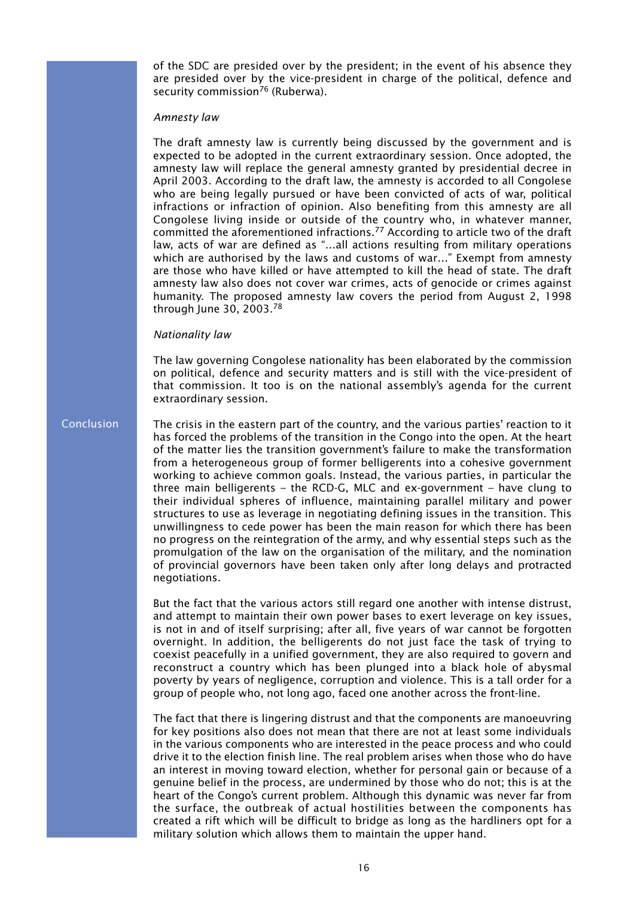of the SDC are presided over by the president; in the event of his absence they are presided over by the vice-president in charge of the political, defence and security commission[76] (Ruberwa).

*Amnesty law*

The draft amnesty law is currently being discussed by the government and is expected to be adopted in the current extraordinary session. Once adopted, the amnesty law will replace the general amnesty granted by presidential decree in April 2003. According to the draft law, the amnesty is accorded to all Congolese who are being legally pursued or have been convicted of acts of war, political infractions or infraction of opinion. Also benefiting from this amnesty are all Congolese living inside or outside of the country who, in whatever manner, committed the aforementioned infractions.[77] According to article two of the draft law, acts of war are defined as "...all actions resulting from military operations which are authorised by the laws and customs of war..." Exempt from amnesty are those who have killed or have attempted to kill the head of state. The draft amnesty law also does not cover war crimes, acts of genocide or crimes against humanity. The proposed amnesty law covers the period from August 2, 1998 through June 30, 2003.[78]

*Nationality law*

The law governing Congolese nationality has been elaborated by the commission on political, defence and security matters and is still with the vice-president of that commission. It too is on the national assembly's agenda for the current extraordinary session.

## Conclusion

The crisis in the eastern part of the country, and the various parties' reaction to it has forced the problems of the transition in the Congo into the open. At the heart of the matter lies the transition government's failure to make the transformation from a heterogeneous group of former belligerents into a cohesive government working to achieve common goals. Instead, the various parties, in particular the three main belligerents – the RCD-G, MLC and ex-government – have clung to their individual spheres of influence, maintaining parallel military and power structures to use as leverage in negotiating defining issues in the transition. This unwillingness to cede power has been the main reason for which there has been no progress on the reintegration of the army, and why essential steps such as the promulgation of the law on the organisation of the military, and the nomination of provincial governors have been taken only after long delays and protracted negotiations.

But the fact that the various actors still regard one another with intense distrust, and attempt to maintain their own power bases to exert leverage on key issues, is not in and of itself surprising; after all, five years of war cannot be forgotten overnight. In addition, the belligerents do not just face the task of trying to coexist peacefully in a unified government, they are also required to govern and reconstruct a country which has been plunged into a black hole of abysmal poverty by years of negligence, corruption and violence. This is a tall order for a group of people who, not long ago, faced one another across the front-line.

The fact that there is lingering distrust and that the components are manoeuvring for key positions also does not mean that there are not at least some individuals in the various components who are interested in the peace process and who could drive it to the election finish line. The real problem arises when those who do have an interest in moving toward election, whether for personal gain or because of a genuine belief in the process, are undermined by those who do not; this is at the heart of the Congo's current problem. Although this dynamic was never far from the surface, the outbreak of actual hostilities between the components has created a rift which will be difficult to bridge as long as the hardliners opt for a military solution which allows them to maintain the upper hand.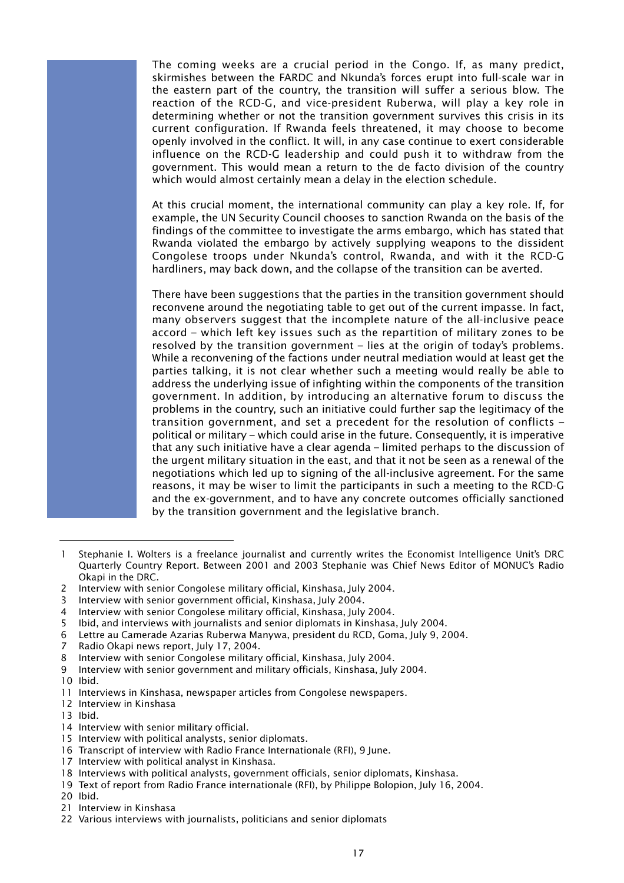The coming weeks are a crucial period in the Congo. If, as many predict, skirmishes between the FARDC and Nkunda's forces erupt into full-scale war in the eastern part of the country, the transition will suffer a serious blow. The reaction of the RCD-G, and vice-president Ruberwa, will play a key role in determining whether or not the transition government survives this crisis in its current configuration. If Rwanda feels threatened, it may choose to become openly involved in the conflict. It will, in any case continue to exert considerable influence on the RCD-G leadership and could push it to withdraw from the government. This would mean a return to the de facto division of the country which would almost certainly mean a delay in the election schedule.

At this crucial moment, the international community can play a key role. If, for example, the UN Security Council chooses to sanction Rwanda on the basis of the findings of the committee to investigate the arms embargo, which has stated that Rwanda violated the embargo by actively supplying weapons to the dissident Congolese troops under Nkunda's control, Rwanda, and with it the RCD-G hardliners, may back down, and the collapse of the transition can be averted.

There have been suggestions that the parties in the transition government should reconvene around the negotiating table to get out of the current impasse. In fact, many observers suggest that the incomplete nature of the all-inclusive peace accord – which left key issues such as the repartition of military zones to be resolved by the transition government – lies at the origin of today's problems. While a reconvening of the factions under neutral mediation would at least get the parties talking, it is not clear whether such a meeting would really be able to address the underlying issue of infighting within the components of the transition government. In addition, by introducing an alternative forum to discuss the problems in the country, such an initiative could further sap the legitimacy of the transition government, and set a precedent for the resolution of conflicts – political or military – which could arise in the future. Consequently, it is imperative that any such initiative have a clear agenda – limited perhaps to the discussion of the urgent military situation in the east, and that it not be seen as a renewal of the negotiations which led up to signing of the all-inclusive agreement. For the same reasons, it may be wiser to limit the participants in such a meeting to the RCD-G and the ex-government, and to have any concrete outcomes officially sanctioned by the transition government and the legislative branch.

---

1 Stephanie I. Wolters is a freelance journalist and currently writes the Economist Intelligence Unit's DRC Quarterly Country Report. Between 2001 and 2003 Stephanie was Chief News Editor of MONUC's Radio Okapi in the DRC.
2 Interview with senior Congolese military official, Kinshasa, July 2004.
3 Interview with senior government official, Kinshasa, July 2004.
4 Interview with senior Congolese military official, Kinshasa, July 2004.
5 Ibid, and interviews with journalists and senior diplomats in Kinshasa, July 2004.
6 Lettre au Camerade Azarias Ruberwa Manywa, president du RCD, Goma, July 9, 2004.
7 Radio Okapi news report, July 17, 2004.
8 Interview with senior Congolese military official, Kinshasa, July 2004.
9 Interview with senior government and military officials, Kinshasa, July 2004.
10 Ibid.
11 Interviews in Kinshasa, newspaper articles from Congolese newspapers.
12 Interview in Kinshasa
13 Ibid.
14 Interview with senior military official.
15 Interview with political analysts, senior diplomats.
16 Transcript of interview with Radio France Internationale (RFI), 9 June.
17 Interview with political analyst in Kinshasa.
18 Interviews with political analysts, government officials, senior diplomats, Kinshasa.
19 Text of report from Radio France internationale (RFI), by Philippe Bolopion, July 16, 2004.
20 Ibid.
21 Interview in Kinshasa
22 Various interviews with journalists, politicians and senior diplomats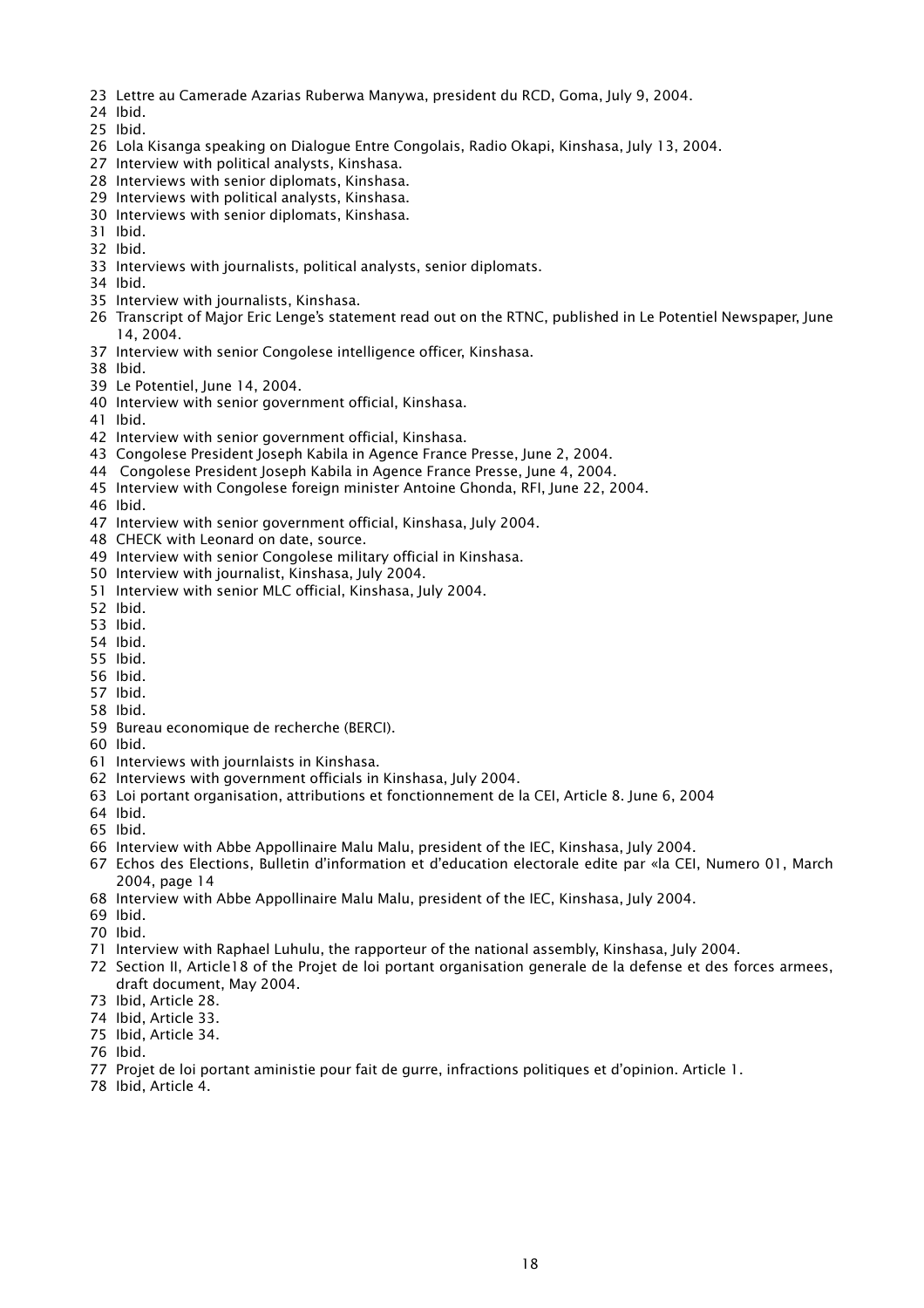23 Lettre au Camerade Azarias Ruberwa Manywa, president du RCD, Goma, July 9, 2004.
24 Ibid.
25 Ibid.
26 Lola Kisanga speaking on Dialogue Entre Congolais, Radio Okapi, Kinshasa, July 13, 2004.
27 Interview with political analysts, Kinshasa.
28 Interviews with senior diplomats, Kinshasa.
29 Interviews with political analysts, Kinshasa.
30 Interviews with senior diplomats, Kinshasa.
31 Ibid.
32 Ibid.
33 Interviews with journalists, political analysts, senior diplomats.
34 Ibid.
35 Interview with journalists, Kinshasa.
26 Transcript of Major Eric Lenge's statement read out on the RTNC, published in Le Potentiel Newspaper, June 14, 2004.
37 Interview with senior Congolese intelligence officer, Kinshasa.
38 Ibid.
39 Le Potentiel, June 14, 2004.
40 Interview with senior government official, Kinshasa.
41 Ibid.
42 Interview with senior government official, Kinshasa.
43 Congolese President Joseph Kabila in Agence France Presse, June 2, 2004.
44 Congolese President Joseph Kabila in Agence France Presse, June 4, 2004.
45 Interview with Congolese foreign minister Antoine Ghonda, RFI, June 22, 2004.
46 Ibid.
47 Interview with senior government official, Kinshasa, July 2004.
48 CHECK with Leonard on date, source.
49 Interview with senior Congolese military official in Kinshasa.
50 Interview with journalist, Kinshasa, July 2004.
51 Interview with senior MLC official, Kinshasa, July 2004.
52 Ibid.
53 Ibid.
54 Ibid.
55 Ibid.
56 Ibid.
57 Ibid.
58 Ibid.
59 Bureau economique de recherche (BERCI).
60 Ibid.
61 Interviews with journlaists in Kinshasa.
62 Interviews with government officials in Kinshasa, July 2004.
63 Loi portant organisation, attributions et fonctionnement de la CEI, Article 8. June 6, 2004
64 Ibid.
65 Ibid.
66 Interview with Abbe Appollinaire Malu Malu, president of the IEC, Kinshasa, July 2004.
67 Echos des Elections, Bulletin d'information et d'education electorale edite par «la CEI, Numero 01, March 2004, page 14
68 Interview with Abbe Appollinaire Malu Malu, president of the IEC, Kinshasa, July 2004.
69 Ibid.
70 Ibid.
71 Interview with Raphael Luhulu, the rapporteur of the national assembly, Kinshasa, July 2004.
72 Section II, Article18 of the Projet de loi portant organisation generale de la defense et des forces armees, draft document, May 2004.
73 Ibid, Article 28.
74 Ibid, Article 33.
75 Ibid, Article 34.
76 Ibid.
77 Projet de loi portant aministie pour fait de gurre, infractions politiques et d'opinion. Article 1.
78 Ibid, Article 4.